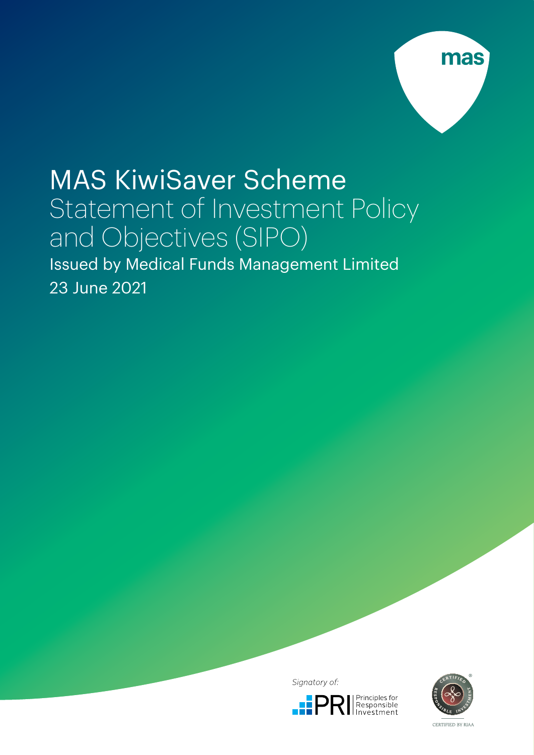mas

# MAS KiwiSaver Scheme

## Statement of Investment Policy and Objectives (SIPO)

Issued by Medical Funds Management Limited

23 June 2021

Signatory of:

PRI Principles for Responsible Investment

CERTIFIED RESPONSIBLE INVESTMENT

CERTIFIED BY RIAA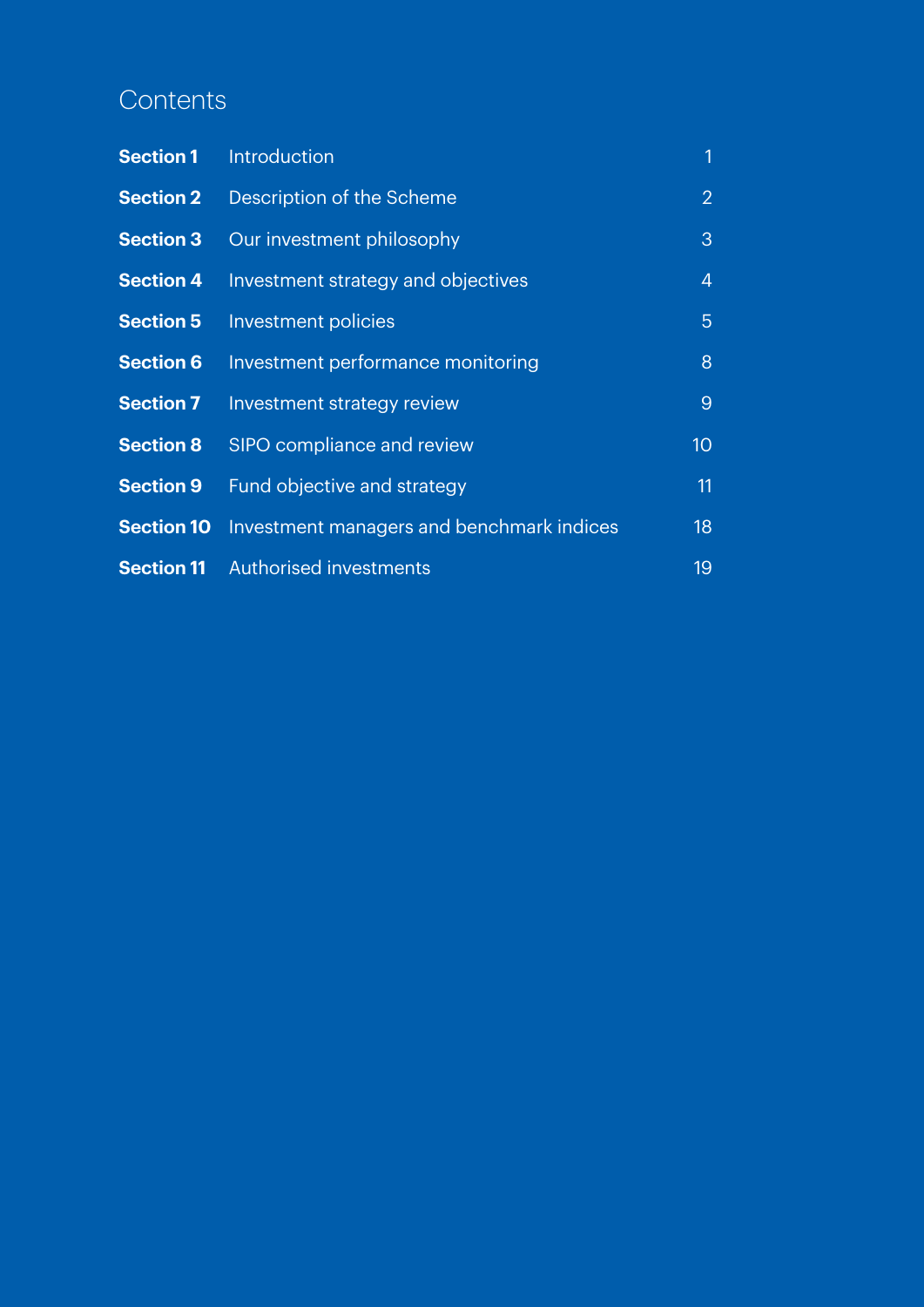# Contents

| | | |
|---|---|---|
| **Section 1** | Introduction | 1 |
| **Section 2** | Description of the Scheme | 2 |
| **Section 3** | Our investment philosophy | 3 |
| **Section 4** | Investment strategy and objectives | 4 |
| **Section 5** | Investment policies | 5 |
| **Section 6** | Investment performance monitoring | 8 |
| **Section 7** | Investment strategy review | 9 |
| **Section 8** | SIPO compliance and review | 10 |
| **Section 9** | Fund objective and strategy | 11 |
| **Section 10** | Investment managers and benchmark indices | 18 |
| **Section 11** | Authorised investments | 19 |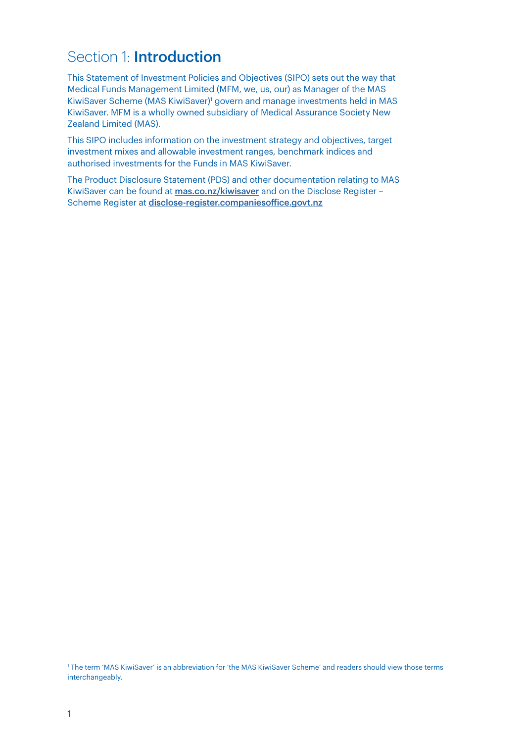# Section 1: **Introduction**

This Statement of Investment Policies and Objectives (SIPO) sets out the way that Medical Funds Management Limited (MFM, we, us, our) as Manager of the MAS KiwiSaver Scheme (MAS KiwiSaver)[1] govern and manage investments held in MAS KiwiSaver. MFM is a wholly owned subsidiary of Medical Assurance Society New Zealand Limited (MAS).

This SIPO includes information on the investment strategy and objectives, target investment mixes and allowable investment ranges, benchmark indices and authorised investments for the Funds in MAS KiwiSaver.

The Product Disclosure Statement (PDS) and other documentation relating to MAS KiwiSaver can be found at **mas.co.nz/kiwisaver** and on the Disclose Register – Scheme Register at **disclose-register.companiesoffice.govt.nz**

[1] The term 'MAS KiwiSaver' is an abbreviation for 'the MAS KiwiSaver Scheme' and readers should view those terms interchangeably.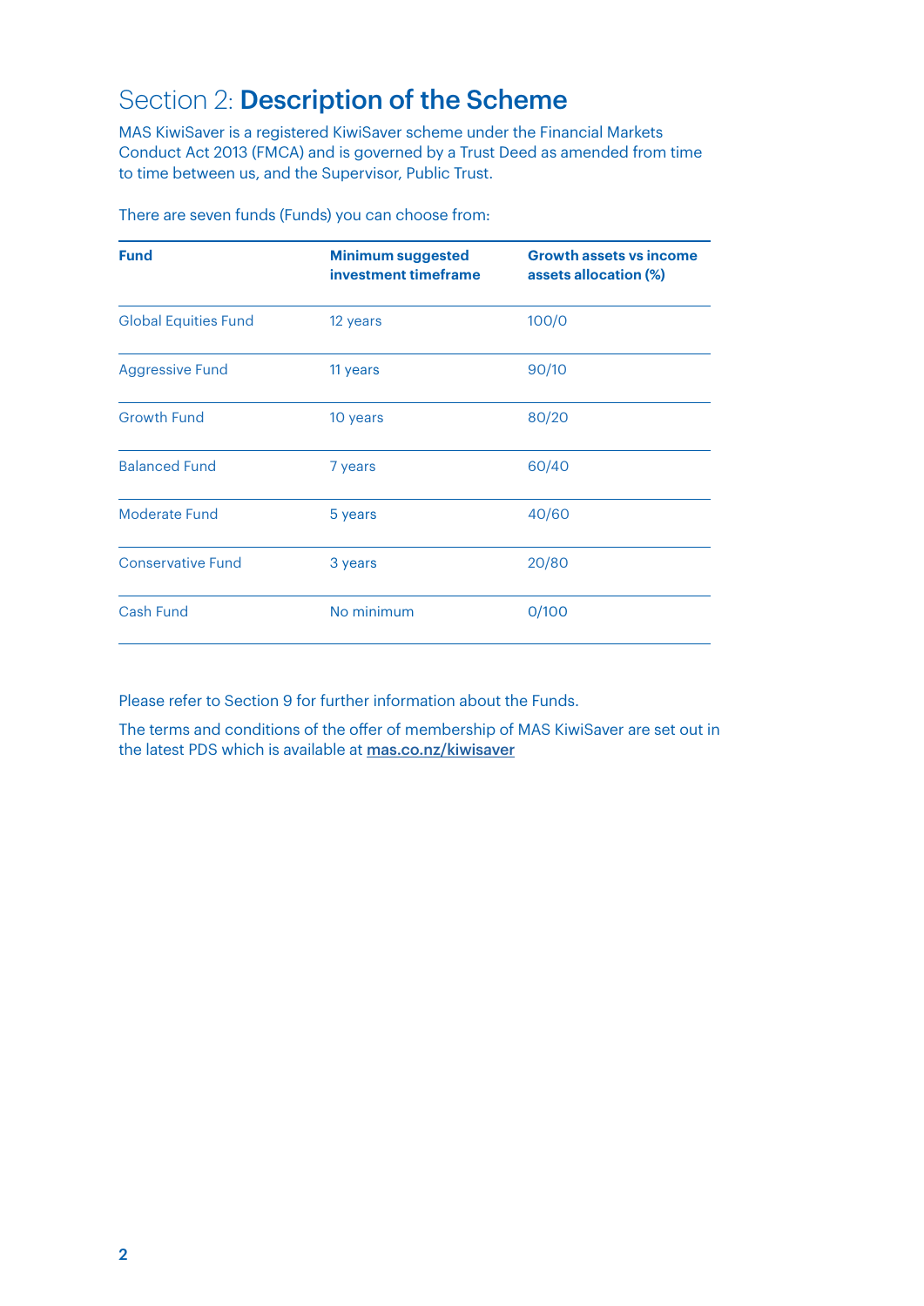# Section 2: **Description of the Scheme**

MAS KiwiSaver is a registered KiwiSaver scheme under the Financial Markets Conduct Act 2013 (FMCA) and is governed by a Trust Deed as amended from time to time between us, and the Supervisor, Public Trust.

There are seven funds (Funds) you can choose from:

| Fund | Minimum suggested investment timeframe | Growth assets vs income assets allocation (%) |
|---|---|---|
| Global Equities Fund | 12 years | 100/0 |
| Aggressive Fund | 11 years | 90/10 |
| Growth Fund | 10 years | 80/20 |
| Balanced Fund | 7 years | 60/40 |
| Moderate Fund | 5 years | 40/60 |
| Conservative Fund | 3 years | 20/80 |
| Cash Fund | No minimum | 0/100 |

Please refer to Section 9 for further information about the Funds.

The terms and conditions of the offer of membership of MAS KiwiSaver are set out in the latest PDS which is available at mas.co.nz/kiwisaver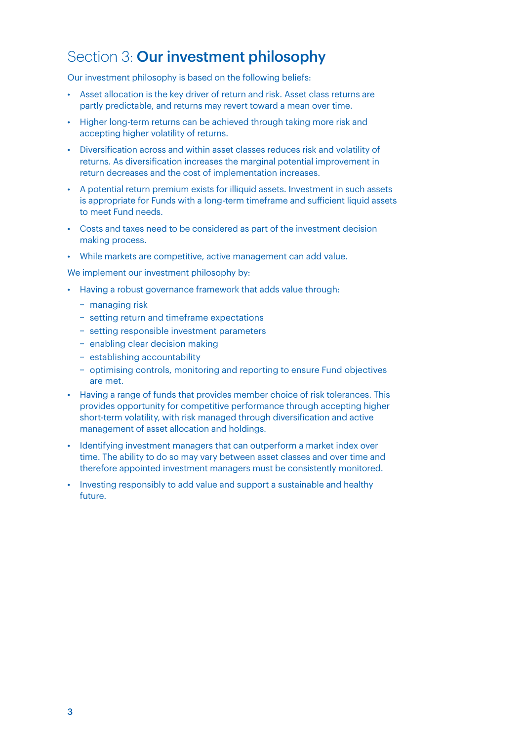# Section 3: **Our investment philosophy**

Our investment philosophy is based on the following beliefs:

- Asset allocation is the key driver of return and risk. Asset class returns are partly predictable, and returns may revert toward a mean over time.
- Higher long-term returns can be achieved through taking more risk and accepting higher volatility of returns.
- Diversification across and within asset classes reduces risk and volatility of returns. As diversification increases the marginal potential improvement in return decreases and the cost of implementation increases.
- A potential return premium exists for illiquid assets. Investment in such assets is appropriate for Funds with a long-term timeframe and sufficient liquid assets to meet Fund needs.
- Costs and taxes need to be considered as part of the investment decision making process.
- While markets are competitive, active management can add value.

We implement our investment philosophy by:

- Having a robust governance framework that adds value through:
  - managing risk
  - setting return and timeframe expectations
  - setting responsible investment parameters
  - enabling clear decision making
  - establishing accountability
  - optimising controls, monitoring and reporting to ensure Fund objectives are met.
- Having a range of funds that provides member choice of risk tolerances. This provides opportunity for competitive performance through accepting higher short-term volatility, with risk managed through diversification and active management of asset allocation and holdings.
- Identifying investment managers that can outperform a market index over time. The ability to do so may vary between asset classes and over time and therefore appointed investment managers must be consistently monitored.
- Investing responsibly to add value and support a sustainable and healthy future.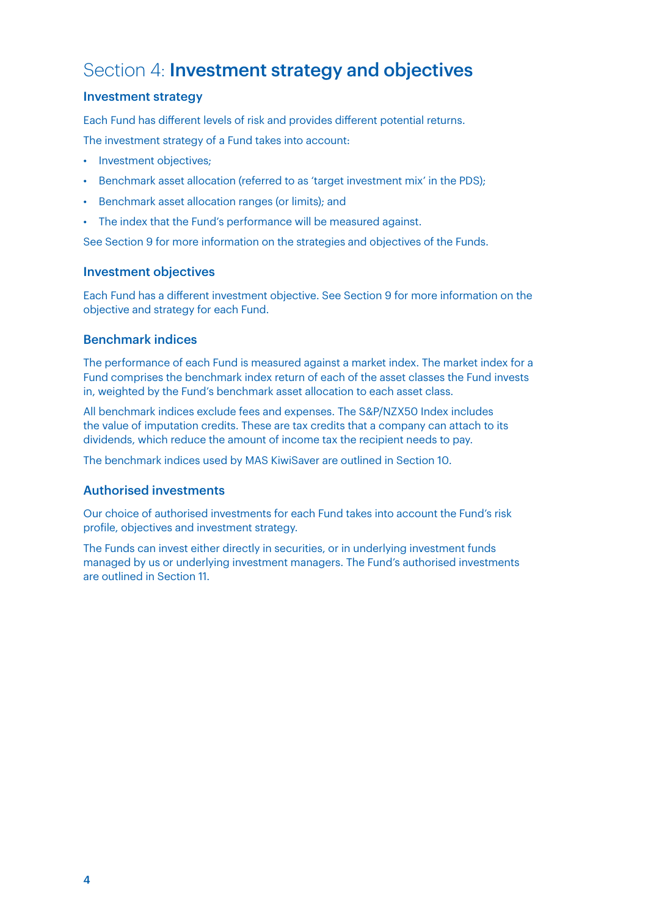# Section 4: **Investment strategy and objectives**

## Investment strategy

Each Fund has different levels of risk and provides different potential returns.

The investment strategy of a Fund takes into account:

- Investment objectives;
- Benchmark asset allocation (referred to as 'target investment mix' in the PDS);
- Benchmark asset allocation ranges (or limits); and
- The index that the Fund's performance will be measured against.

See Section 9 for more information on the strategies and objectives of the Funds.

## Investment objectives

Each Fund has a different investment objective. See Section 9 for more information on the objective and strategy for each Fund.

## Benchmark indices

The performance of each Fund is measured against a market index. The market index for a Fund comprises the benchmark index return of each of the asset classes the Fund invests in, weighted by the Fund's benchmark asset allocation to each asset class.

All benchmark indices exclude fees and expenses. The S&P/NZX50 Index includes the value of imputation credits. These are tax credits that a company can attach to its dividends, which reduce the amount of income tax the recipient needs to pay.

The benchmark indices used by MAS KiwiSaver are outlined in Section 10.

## Authorised investments

Our choice of authorised investments for each Fund takes into account the Fund's risk profile, objectives and investment strategy.

The Funds can invest either directly in securities, or in underlying investment funds managed by us or underlying investment managers. The Fund's authorised investments are outlined in Section 11.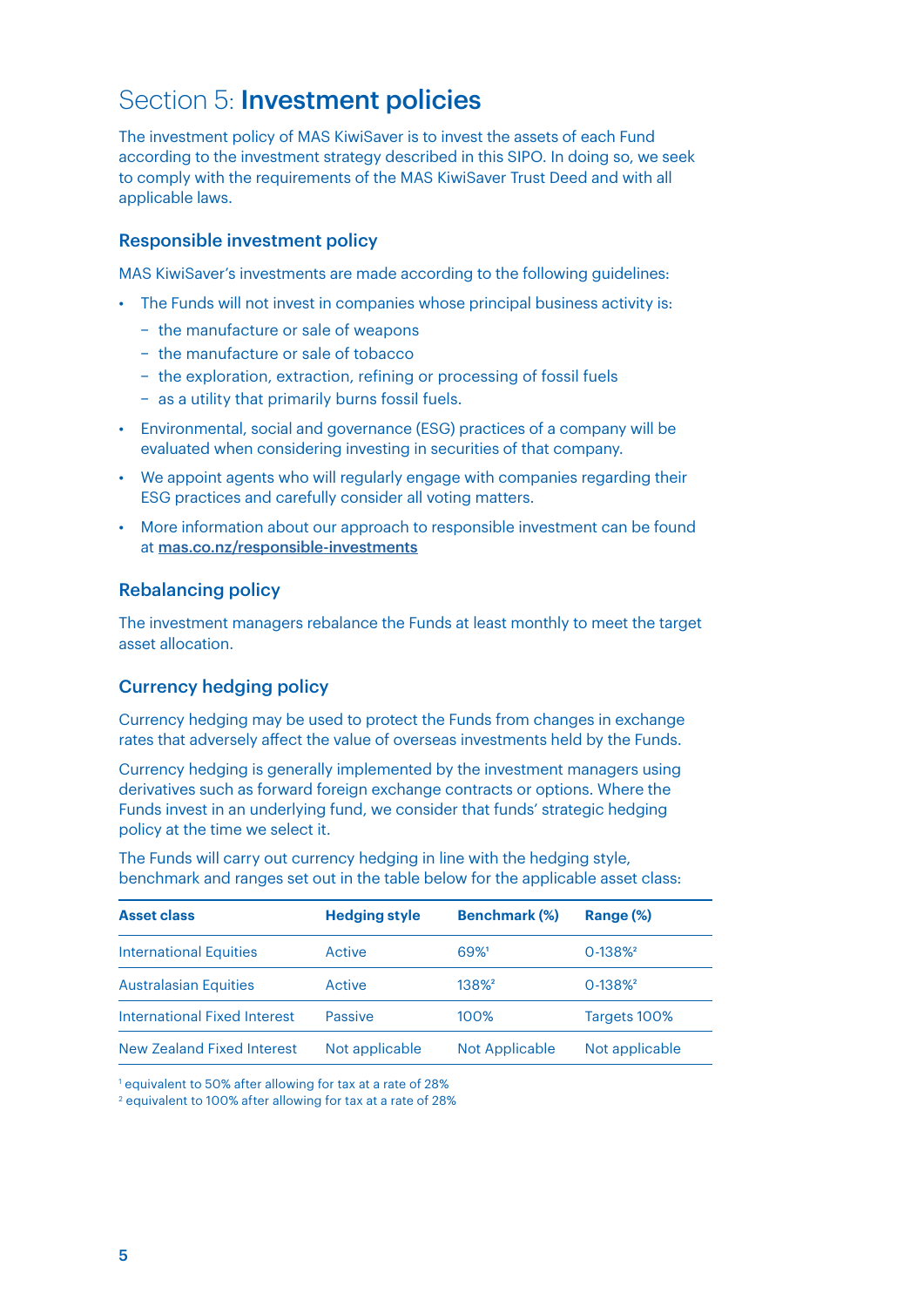# Section 5: **Investment policies**

The investment policy of MAS KiwiSaver is to invest the assets of each Fund according to the investment strategy described in this SIPO. In doing so, we seek to comply with the requirements of the MAS KiwiSaver Trust Deed and with all applicable laws.

## Responsible investment policy

MAS KiwiSaver's investments are made according to the following guidelines:

- The Funds will not invest in companies whose principal business activity is:
  - the manufacture or sale of weapons
  - the manufacture or sale of tobacco
  - the exploration, extraction, refining or processing of fossil fuels
  - as a utility that primarily burns fossil fuels.
- Environmental, social and governance (ESG) practices of a company will be evaluated when considering investing in securities of that company.
- We appoint agents who will regularly engage with companies regarding their ESG practices and carefully consider all voting matters.
- More information about our approach to responsible investment can be found at **mas.co.nz/responsible-investments**

## Rebalancing policy

The investment managers rebalance the Funds at least monthly to meet the target asset allocation.

## Currency hedging policy

Currency hedging may be used to protect the Funds from changes in exchange rates that adversely affect the value of overseas investments held by the Funds.

Currency hedging is generally implemented by the investment managers using derivatives such as forward foreign exchange contracts or options. Where the Funds invest in an underlying fund, we consider that funds' strategic hedging policy at the time we select it.

The Funds will carry out currency hedging in line with the hedging style, benchmark and ranges set out in the table below for the applicable asset class:

| Asset class | Hedging style | Benchmark (%) | Range (%) |
|---|---|---|---|
| International Equities | Active | 69%[1] | 0-138%[2] |
| Australasian Equities | Active | 138%[2] | 0-138%[2] |
| International Fixed Interest | Passive | 100% | Targets 100% |
| New Zealand Fixed Interest | Not applicable | Not Applicable | Not applicable |

[1] equivalent to 50% after allowing for tax at a rate of 28%

[2] equivalent to 100% after allowing for tax at a rate of 28%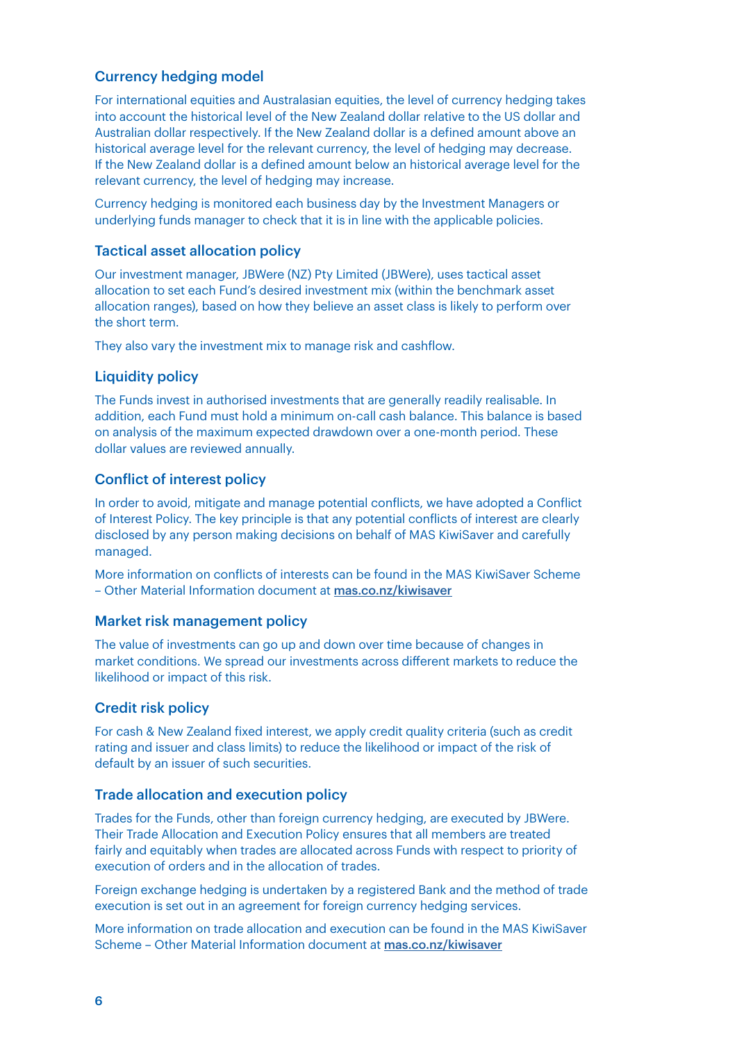## Currency hedging model

For international equities and Australasian equities, the level of currency hedging takes into account the historical level of the New Zealand dollar relative to the US dollar and Australian dollar respectively. If the New Zealand dollar is a defined amount above an historical average level for the relevant currency, the level of hedging may decrease. If the New Zealand dollar is a defined amount below an historical average level for the relevant currency, the level of hedging may increase.

Currency hedging is monitored each business day by the Investment Managers or underlying funds manager to check that it is in line with the applicable policies.

## Tactical asset allocation policy

Our investment manager, JBWere (NZ) Pty Limited (JBWere), uses tactical asset allocation to set each Fund's desired investment mix (within the benchmark asset allocation ranges), based on how they believe an asset class is likely to perform over the short term.

They also vary the investment mix to manage risk and cashflow.

## Liquidity policy

The Funds invest in authorised investments that are generally readily realisable. In addition, each Fund must hold a minimum on-call cash balance. This balance is based on analysis of the maximum expected drawdown over a one-month period. These dollar values are reviewed annually.

## Conflict of interest policy

In order to avoid, mitigate and manage potential conflicts, we have adopted a Conflict of Interest Policy. The key principle is that any potential conflicts of interest are clearly disclosed by any person making decisions on behalf of MAS KiwiSaver and carefully managed.

More information on conflicts of interests can be found in the MAS KiwiSaver Scheme – Other Material Information document at mas.co.nz/kiwisaver

## Market risk management policy

The value of investments can go up and down over time because of changes in market conditions. We spread our investments across different markets to reduce the likelihood or impact of this risk.

## Credit risk policy

For cash & New Zealand fixed interest, we apply credit quality criteria (such as credit rating and issuer and class limits) to reduce the likelihood or impact of the risk of default by an issuer of such securities.

## Trade allocation and execution policy

Trades for the Funds, other than foreign currency hedging, are executed by JBWere. Their Trade Allocation and Execution Policy ensures that all members are treated fairly and equitably when trades are allocated across Funds with respect to priority of execution of orders and in the allocation of trades.

Foreign exchange hedging is undertaken by a registered Bank and the method of trade execution is set out in an agreement for foreign currency hedging services.

More information on trade allocation and execution can be found in the MAS KiwiSaver Scheme – Other Material Information document at mas.co.nz/kiwisaver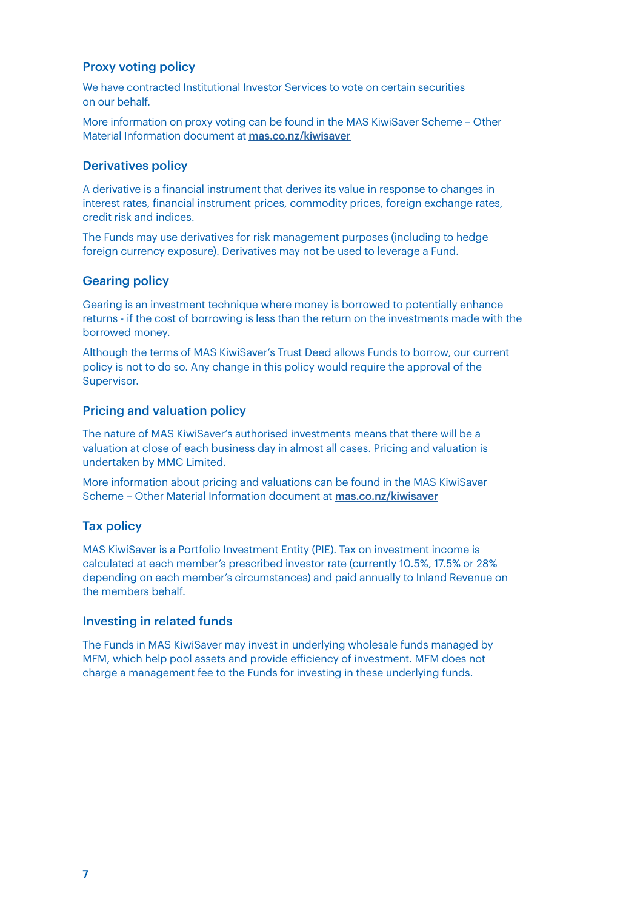## Proxy voting policy

We have contracted Institutional Investor Services to vote on certain securities on our behalf.

More information on proxy voting can be found in the MAS KiwiSaver Scheme – Other Material Information document at **mas.co.nz/kiwisaver**

## Derivatives policy

A derivative is a financial instrument that derives its value in response to changes in interest rates, financial instrument prices, commodity prices, foreign exchange rates, credit risk and indices.

The Funds may use derivatives for risk management purposes (including to hedge foreign currency exposure). Derivatives may not be used to leverage a Fund.

## Gearing policy

Gearing is an investment technique where money is borrowed to potentially enhance returns - if the cost of borrowing is less than the return on the investments made with the borrowed money.

Although the terms of MAS KiwiSaver's Trust Deed allows Funds to borrow, our current policy is not to do so. Any change in this policy would require the approval of the Supervisor.

## Pricing and valuation policy

The nature of MAS KiwiSaver's authorised investments means that there will be a valuation at close of each business day in almost all cases. Pricing and valuation is undertaken by MMC Limited.

More information about pricing and valuations can be found in the MAS KiwiSaver Scheme – Other Material Information document at **mas.co.nz/kiwisaver**

## Tax policy

MAS KiwiSaver is a Portfolio Investment Entity (PIE). Tax on investment income is calculated at each member's prescribed investor rate (currently 10.5%, 17.5% or 28% depending on each member's circumstances) and paid annually to Inland Revenue on the members behalf.

## Investing in related funds

The Funds in MAS KiwiSaver may invest in underlying wholesale funds managed by MFM, which help pool assets and provide efficiency of investment. MFM does not charge a management fee to the Funds for investing in these underlying funds.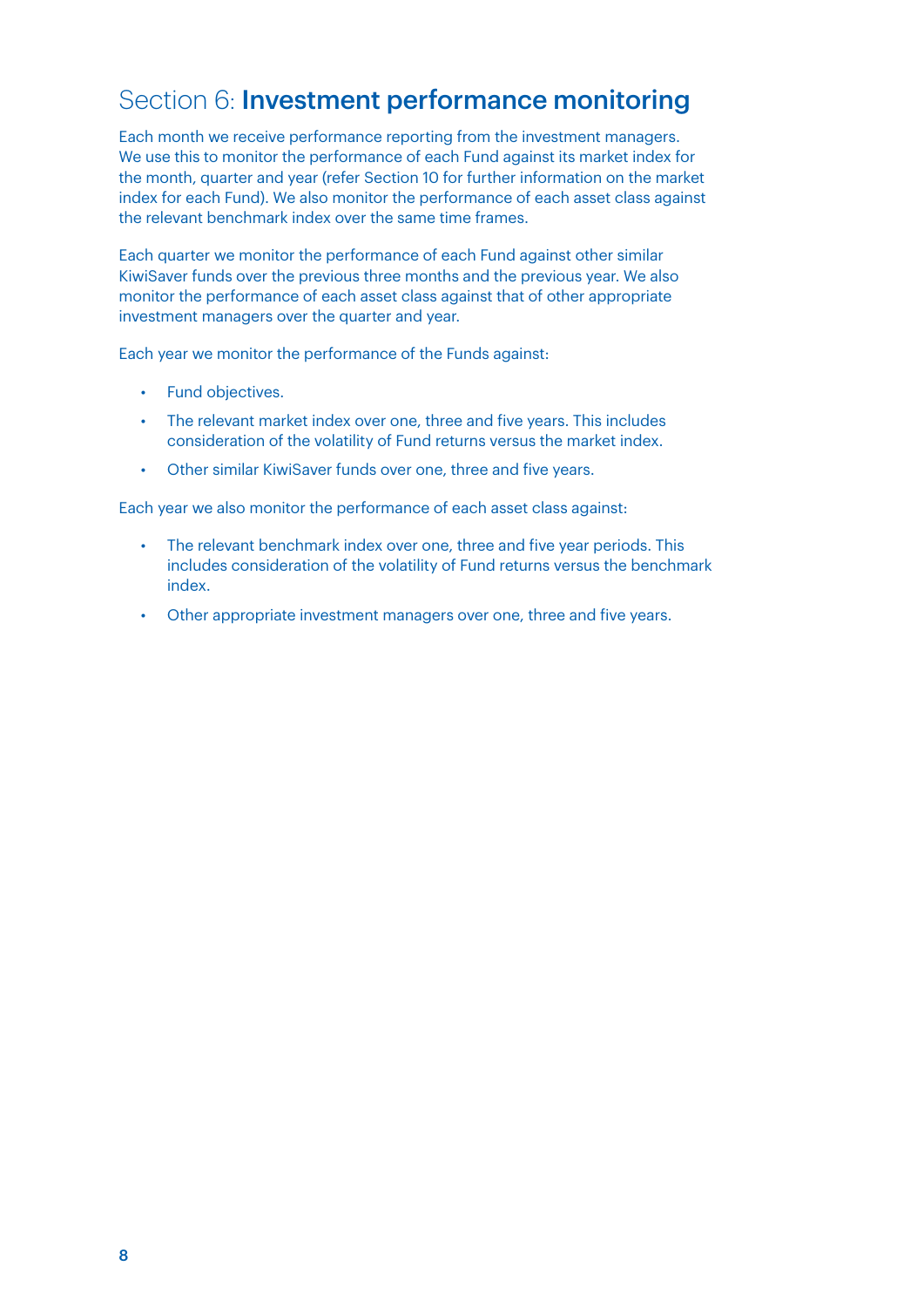# Section 6: **Investment performance monitoring**

Each month we receive performance reporting from the investment managers. We use this to monitor the performance of each Fund against its market index for the month, quarter and year (refer Section 10 for further information on the market index for each Fund). We also monitor the performance of each asset class against the relevant benchmark index over the same time frames.

Each quarter we monitor the performance of each Fund against other similar KiwiSaver funds over the previous three months and the previous year. We also monitor the performance of each asset class against that of other appropriate investment managers over the quarter and year.

Each year we monitor the performance of the Funds against:

- Fund objectives.
- The relevant market index over one, three and five years. This includes consideration of the volatility of Fund returns versus the market index.
- Other similar KiwiSaver funds over one, three and five years.

Each year we also monitor the performance of each asset class against:

- The relevant benchmark index over one, three and five year periods. This includes consideration of the volatility of Fund returns versus the benchmark index.
- Other appropriate investment managers over one, three and five years.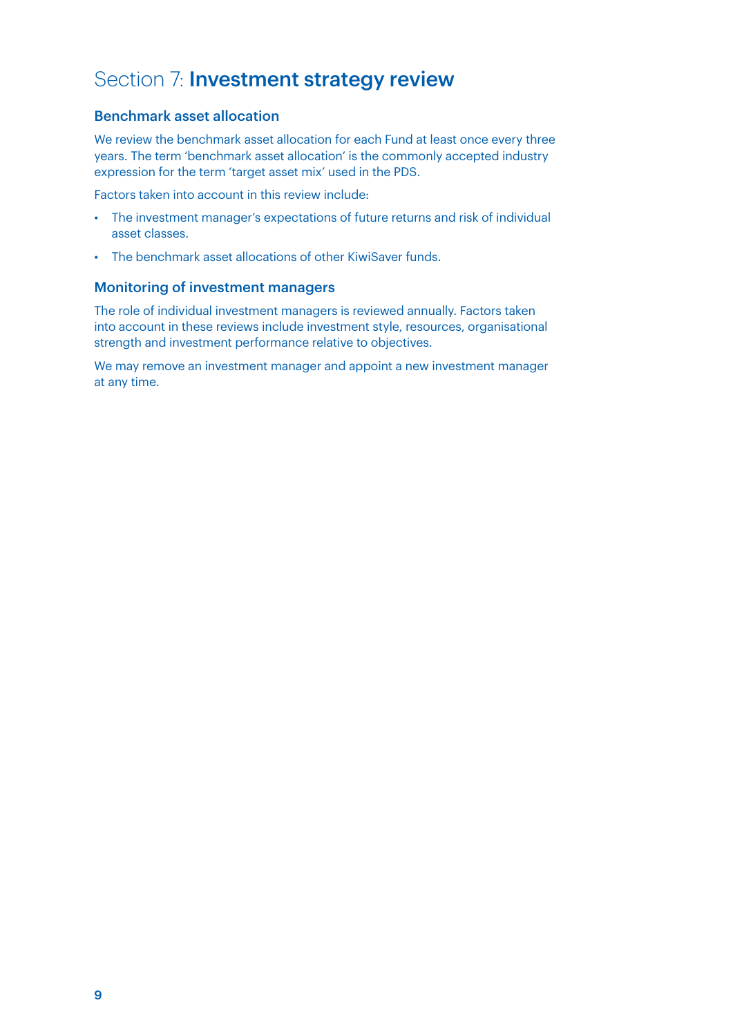# Section 7: **Investment strategy review**

## Benchmark asset allocation

We review the benchmark asset allocation for each Fund at least once every three years. The term 'benchmark asset allocation' is the commonly accepted industry expression for the term 'target asset mix' used in the PDS.

Factors taken into account in this review include:

- The investment manager's expectations of future returns and risk of individual asset classes.
- The benchmark asset allocations of other KiwiSaver funds.

## Monitoring of investment managers

The role of individual investment managers is reviewed annually. Factors taken into account in these reviews include investment style, resources, organisational strength and investment performance relative to objectives.

We may remove an investment manager and appoint a new investment manager at any time.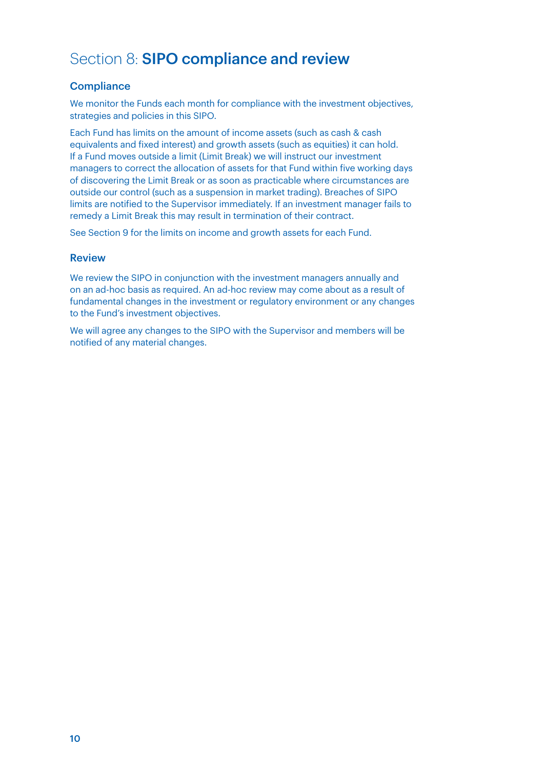# Section 8: **SIPO compliance and review**

## Compliance

We monitor the Funds each month for compliance with the investment objectives, strategies and policies in this SIPO.

Each Fund has limits on the amount of income assets (such as cash & cash equivalents and fixed interest) and growth assets (such as equities) it can hold. If a Fund moves outside a limit (Limit Break) we will instruct our investment managers to correct the allocation of assets for that Fund within five working days of discovering the Limit Break or as soon as practicable where circumstances are outside our control (such as a suspension in market trading). Breaches of SIPO limits are notified to the Supervisor immediately. If an investment manager fails to remedy a Limit Break this may result in termination of their contract.

See Section 9 for the limits on income and growth assets for each Fund.

## Review

We review the SIPO in conjunction with the investment managers annually and on an ad-hoc basis as required. An ad-hoc review may come about as a result of fundamental changes in the investment or regulatory environment or any changes to the Fund's investment objectives.

We will agree any changes to the SIPO with the Supervisor and members will be notified of any material changes.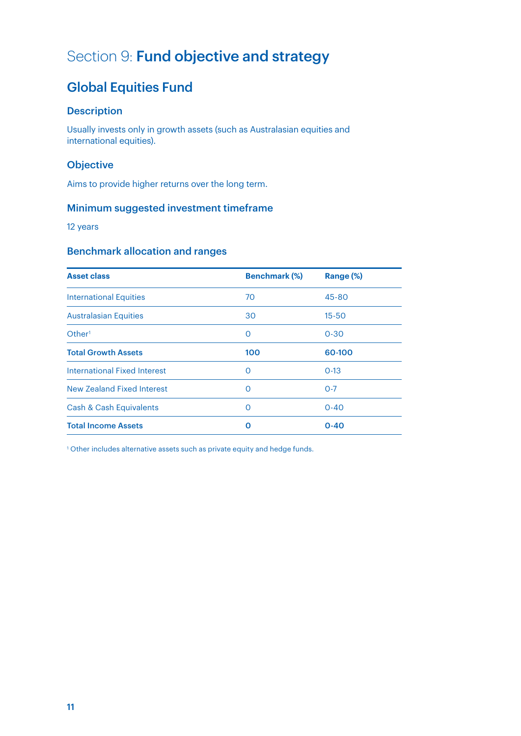# Section 9: **Fund objective and strategy**

## Global Equities Fund

### Description

Usually invests only in growth assets (such as Australasian equities and international equities).

### Objective

Aims to provide higher returns over the long term.

### Minimum suggested investment timeframe

12 years

### Benchmark allocation and ranges

| Asset class | Benchmark (%) | Range (%) |
|---|---|---|
| International Equities | 70 | 45-80 |
| Australasian Equities | 30 | 15-50 |
| Other[1] | 0 | 0-30 |
| **Total Growth Assets** | **100** | **60-100** |
| International Fixed Interest | 0 | 0-13 |
| New Zealand Fixed Interest | 0 | 0-7 |
| Cash & Cash Equivalents | 0 | 0-40 |
| **Total Income Assets** | **0** | **0-40** |

[1] Other includes alternative assets such as private equity and hedge funds.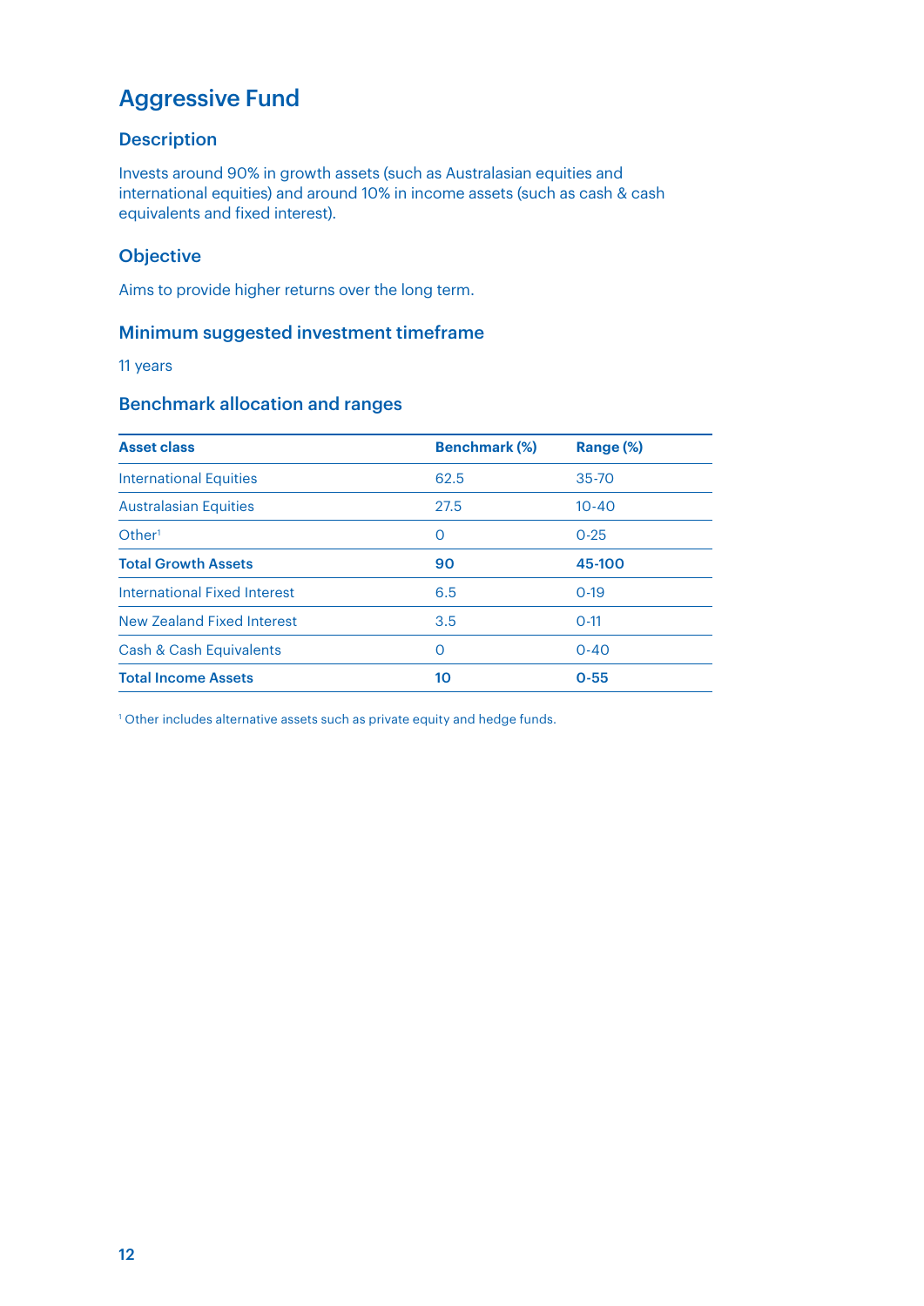# Aggressive Fund

## Description

Invests around 90% in growth assets (such as Australasian equities and international equities) and around 10% in income assets (such as cash & cash equivalents and fixed interest).

## Objective

Aims to provide higher returns over the long term.

## Minimum suggested investment timeframe

11 years

## Benchmark allocation and ranges

| Asset class | Benchmark (%) | Range (%) |
|---|---|---|
| International Equities | 62.5 | 35-70 |
| Australasian Equities | 27.5 | 10-40 |
| Other[1] | 0 | 0-25 |
| **Total Growth Assets** | **90** | **45-100** |
| International Fixed Interest | 6.5 | 0-19 |
| New Zealand Fixed Interest | 3.5 | 0-11 |
| Cash & Cash Equivalents | 0 | 0-40 |
| **Total Income Assets** | **10** | **0-55** |

[1] Other includes alternative assets such as private equity and hedge funds.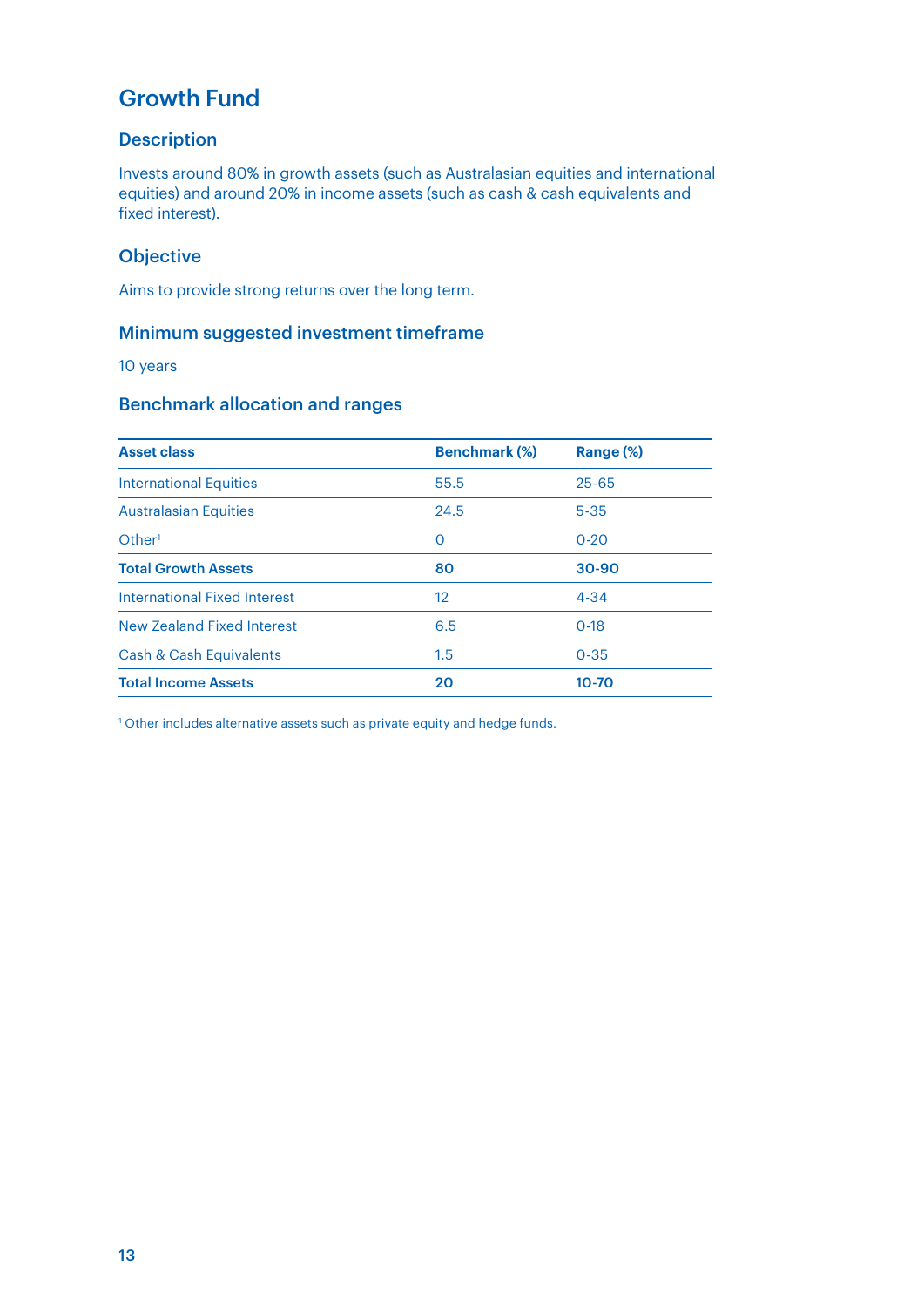## Growth Fund

### Description

Invests around 80% in growth assets (such as Australasian equities and international equities) and around 20% in income assets (such as cash & cash equivalents and fixed interest).

### Objective

Aims to provide strong returns over the long term.

### Minimum suggested investment timeframe

10 years

### Benchmark allocation and ranges

| Asset class | Benchmark (%) | Range (%) |
|---|---|---|
| International Equities | 55.5 | 25-65 |
| Australasian Equities | 24.5 | 5-35 |
| Other[1] | 0 | 0-20 |
| **Total Growth Assets** | **80** | **30-90** |
| International Fixed Interest | 12 | 4-34 |
| New Zealand Fixed Interest | 6.5 | 0-18 |
| Cash & Cash Equivalents | 1.5 | 0-35 |
| **Total Income Assets** | **20** | **10-70** |

[1] Other includes alternative assets such as private equity and hedge funds.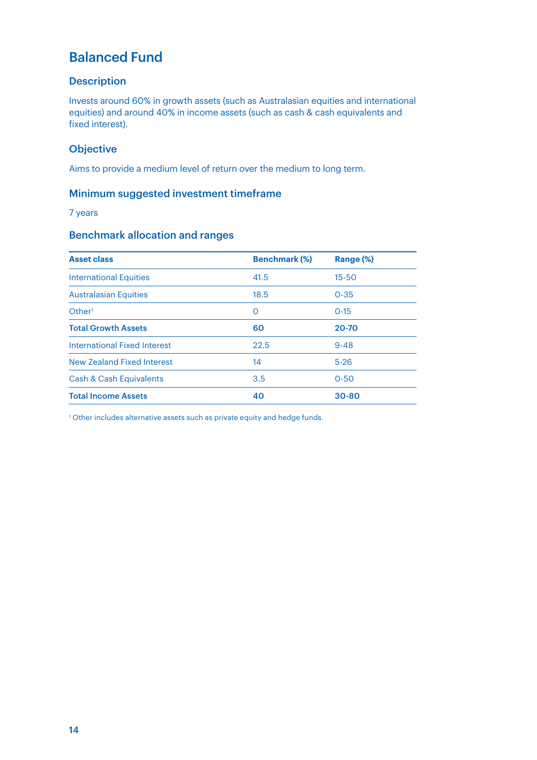# Balanced Fund

## Description

Invests around 60% in growth assets (such as Australasian equities and international equities) and around 40% in income assets (such as cash & cash equivalents and fixed interest).

## Objective

Aims to provide a medium level of return over the medium to long term.

## Minimum suggested investment timeframe

7 years

## Benchmark allocation and ranges

| Asset class | Benchmark (%) | Range (%) |
|---|---|---|
| International Equities | 41.5 | 15-50 |
| Australasian Equities | 18.5 | 0-35 |
| Other[1] | 0 | 0-15 |
| **Total Growth Assets** | **60** | **20-70** |
| International Fixed Interest | 22.5 | 9-48 |
| New Zealand Fixed Interest | 14 | 5-26 |
| Cash & Cash Equivalents | 3.5 | 0-50 |
| **Total Income Assets** | **40** | **30-80** |

[1] Other includes alternative assets such as private equity and hedge funds.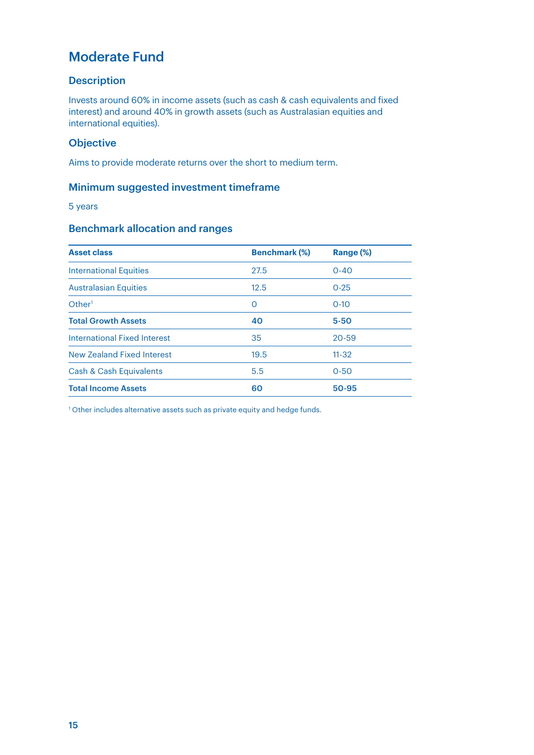# Moderate Fund

## Description

Invests around 60% in income assets (such as cash & cash equivalents and fixed interest) and around 40% in growth assets (such as Australasian equities and international equities).

## Objective

Aims to provide moderate returns over the short to medium term.

## Minimum suggested investment timeframe

5 years

## Benchmark allocation and ranges

| Asset class | Benchmark (%) | Range (%) |
|---|---|---|
| International Equities | 27.5 | 0-40 |
| Australasian Equities | 12.5 | 0-25 |
| Other[1] | 0 | 0-10 |
| **Total Growth Assets** | **40** | **5-50** |
| International Fixed Interest | 35 | 20-59 |
| New Zealand Fixed Interest | 19.5 | 11-32 |
| Cash & Cash Equivalents | 5.5 | 0-50 |
| **Total Income Assets** | **60** | **50-95** |

[1] Other includes alternative assets such as private equity and hedge funds.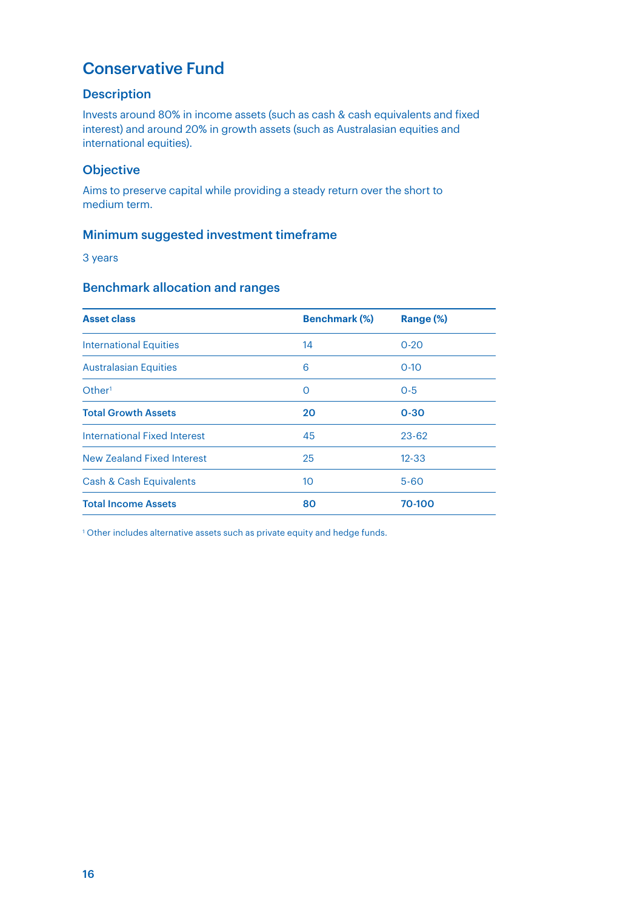# Conservative Fund

## Description

Invests around 80% in income assets (such as cash & cash equivalents and fixed interest) and around 20% in growth assets (such as Australasian equities and international equities).

## Objective

Aims to preserve capital while providing a steady return over the short to medium term.

## Minimum suggested investment timeframe

3 years

## Benchmark allocation and ranges

| Asset class | Benchmark (%) | Range (%) |
|---|---|---|
| International Equities | 14 | 0-20 |
| Australasian Equities | 6 | 0-10 |
| Other[1] | 0 | 0-5 |
| **Total Growth Assets** | **20** | **0-30** |
| International Fixed Interest | 45 | 23-62 |
| New Zealand Fixed Interest | 25 | 12-33 |
| Cash & Cash Equivalents | 10 | 5-60 |
| **Total Income Assets** | **80** | **70-100** |

[1] Other includes alternative assets such as private equity and hedge funds.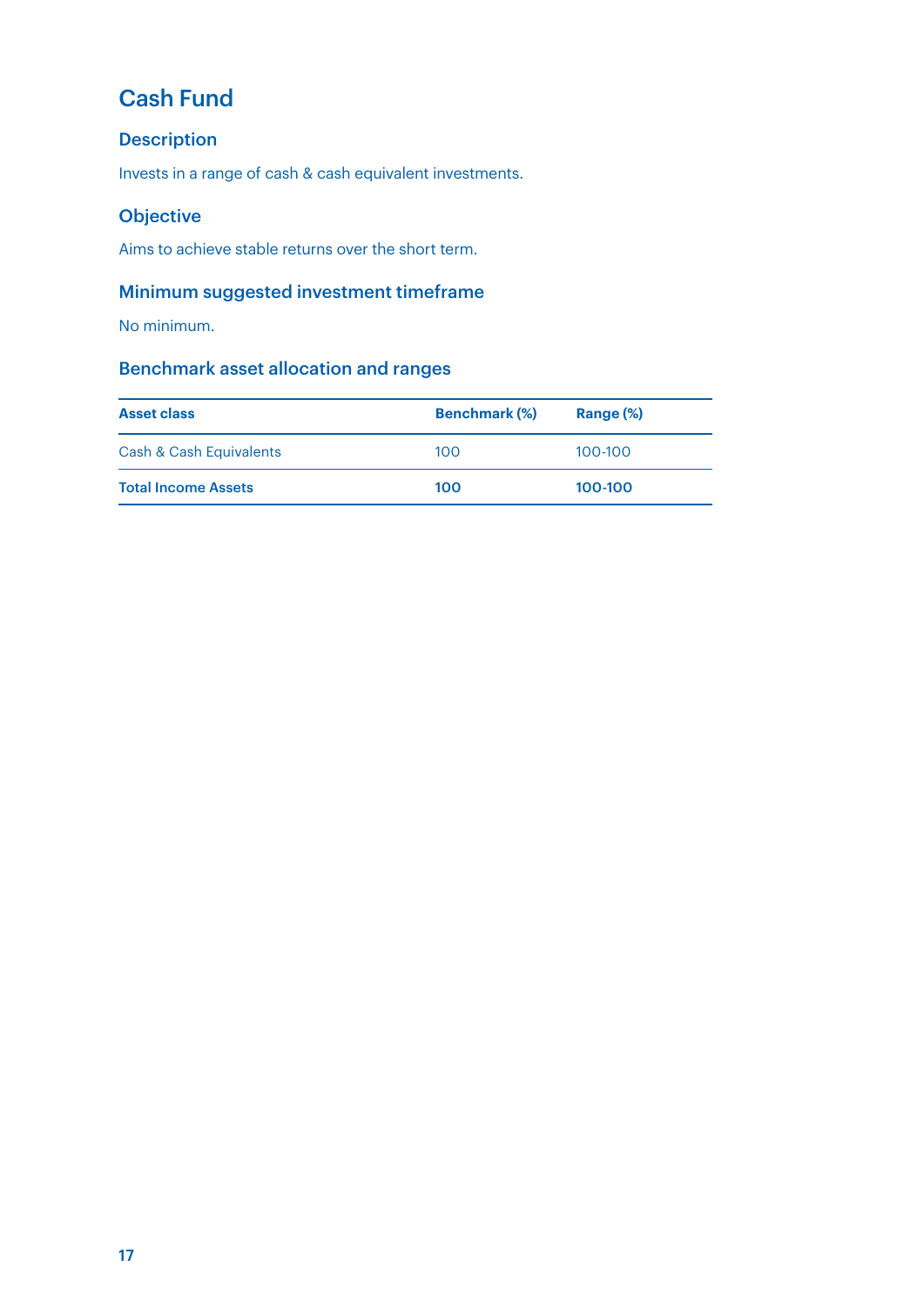## Cash Fund

### Description

Invests in a range of cash & cash equivalent investments.

### Objective

Aims to achieve stable returns over the short term.

### Minimum suggested investment timeframe

No minimum.

### Benchmark asset allocation and ranges

| Asset class | Benchmark (%) | Range (%) |
|---|---|---|
| Cash & Cash Equivalents | 100 | 100-100 |
| **Total Income Assets** | **100** | **100-100** |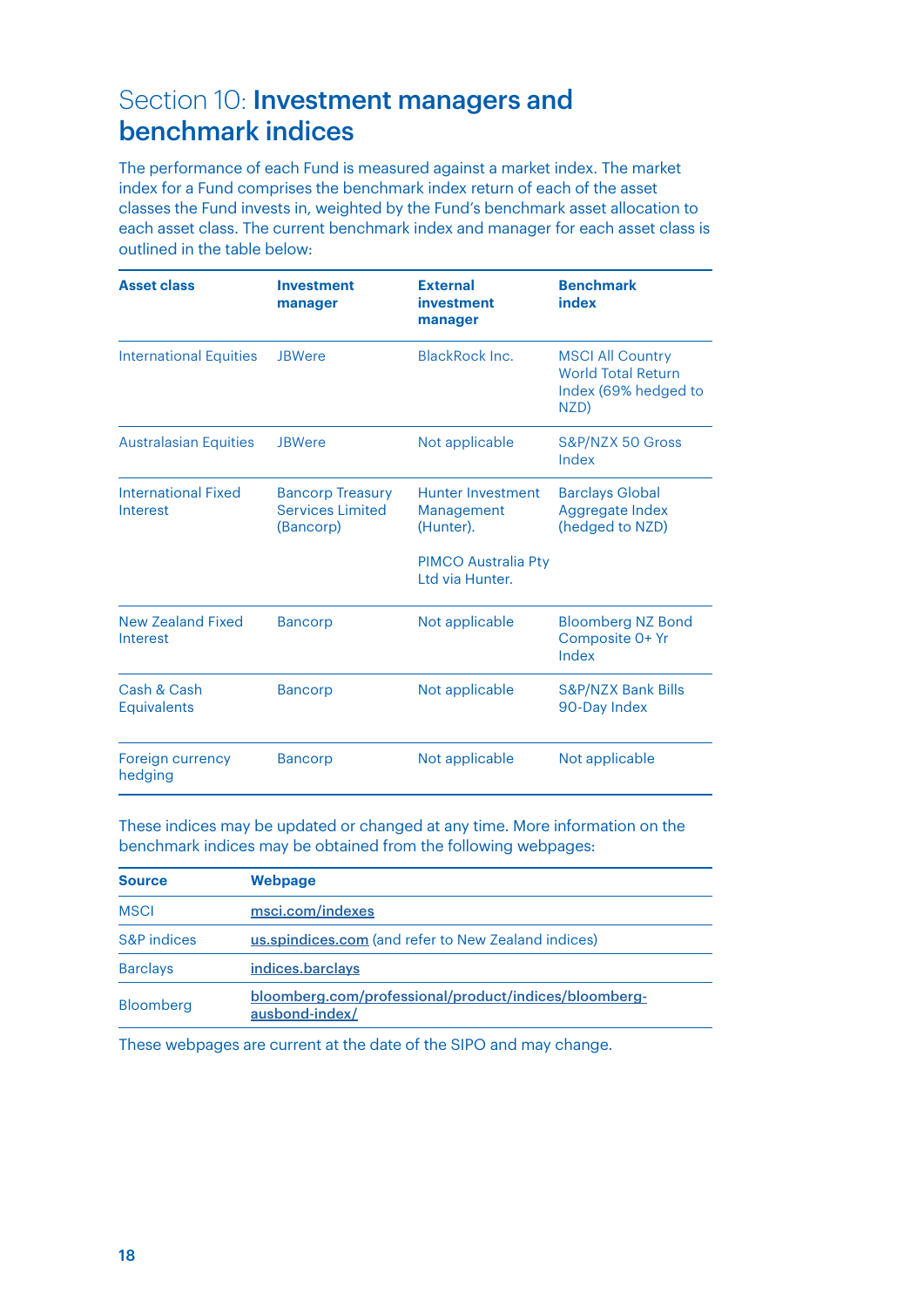# Section 10: **Investment managers and benchmark indices**

The performance of each Fund is measured against a market index. The market index for a Fund comprises the benchmark index return of each of the asset classes the Fund invests in, weighted by the Fund's benchmark asset allocation to each asset class. The current benchmark index and manager for each asset class is outlined in the table below:

| Asset class | Investment manager | External investment manager | Benchmark index |
|---|---|---|---|
| International Equities | JBWere | BlackRock Inc. | MSCI All Country World Total Return Index (69% hedged to NZD) |
| Australasian Equities | JBWere | Not applicable | S&P/NZX 50 Gross Index |
| International Fixed Interest | Bancorp Treasury Services Limited (Bancorp) | Hunter Investment Management (Hunter).<br><br>PIMCO Australia Pty Ltd via Hunter. | Barclays Global Aggregate Index (hedged to NZD) |
| New Zealand Fixed Interest | Bancorp | Not applicable | Bloomberg NZ Bond Composite 0+ Yr Index |
| Cash & Cash Equivalents | Bancorp | Not applicable | S&P/NZX Bank Bills 90-Day Index |
| Foreign currency hedging | Bancorp | Not applicable | Not applicable |

These indices may be updated or changed at any time. More information on the benchmark indices may be obtained from the following webpages:

| Source | Webpage |
|---|---|
| MSCI | msci.com/indexes |
| S&P indices | us.spindices.com (and refer to New Zealand indices) |
| Barclays | indices.barclays |
| Bloomberg | bloomberg.com/professional/product/indices/bloomberg-ausbond-index/ |

These webpages are current at the date of the SIPO and may change.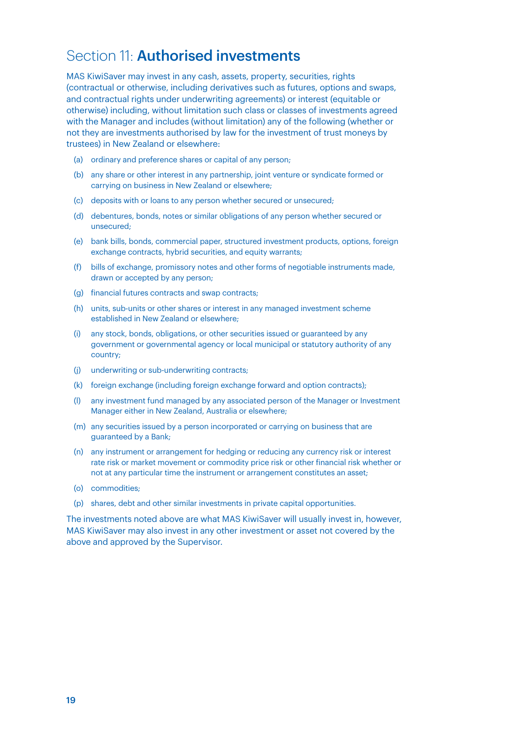# Section 11: **Authorised investments**

MAS KiwiSaver may invest in any cash, assets, property, securities, rights (contractual or otherwise, including derivatives such as futures, options and swaps, and contractual rights under underwriting agreements) or interest (equitable or otherwise) including, without limitation such class or classes of investments agreed with the Manager and includes (without limitation) any of the following (whether or not they are investments authorised by law for the investment of trust moneys by trustees) in New Zealand or elsewhere:

(a) ordinary and preference shares or capital of any person;

(b) any share or other interest in any partnership, joint venture or syndicate formed or carrying on business in New Zealand or elsewhere;

(c) deposits with or loans to any person whether secured or unsecured;

(d) debentures, bonds, notes or similar obligations of any person whether secured or unsecured;

(e) bank bills, bonds, commercial paper, structured investment products, options, foreign exchange contracts, hybrid securities, and equity warrants;

(f) bills of exchange, promissory notes and other forms of negotiable instruments made, drawn or accepted by any person;

(g) financial futures contracts and swap contracts;

(h) units, sub-units or other shares or interest in any managed investment scheme established in New Zealand or elsewhere;

(i) any stock, bonds, obligations, or other securities issued or guaranteed by any government or governmental agency or local municipal or statutory authority of any country;

(j) underwriting or sub-underwriting contracts;

(k) foreign exchange (including foreign exchange forward and option contracts);

(l) any investment fund managed by any associated person of the Manager or Investment Manager either in New Zealand, Australia or elsewhere;

(m) any securities issued by a person incorporated or carrying on business that are guaranteed by a Bank;

(n) any instrument or arrangement for hedging or reducing any currency risk or interest rate risk or market movement or commodity price risk or other financial risk whether or not at any particular time the instrument or arrangement constitutes an asset;

(o) commodities;

(p) shares, debt and other similar investments in private capital opportunities.

The investments noted above are what MAS KiwiSaver will usually invest in, however, MAS KiwiSaver may also invest in any other investment or asset not covered by the above and approved by the Supervisor.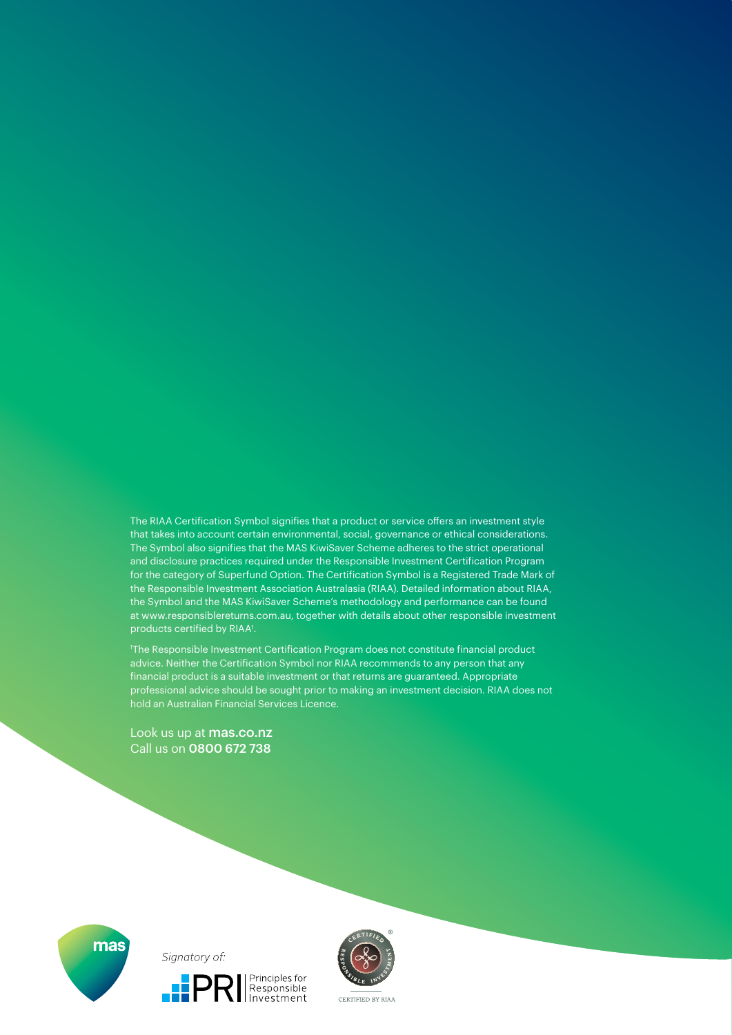The RIAA Certification Symbol signifies that a product or service offers an investment style that takes into account certain environmental, social, governance or ethical considerations. The Symbol also signifies that the MAS KiwiSaver Scheme adheres to the strict operational and disclosure practices required under the Responsible Investment Certification Program for the category of Superfund Option. The Certification Symbol is a Registered Trade Mark of the Responsible Investment Association Australasia (RIAA). Detailed information about RIAA, the Symbol and the MAS KiwiSaver Scheme's methodology and performance can be found at www.responsiblereturns.com.au, together with details about other responsible investment products certified by RIAA[1].

[1]The Responsible Investment Certification Program does not constitute financial product advice. Neither the Certification Symbol nor RIAA recommends to any person that any financial product is a suitable investment or that returns are guaranteed. Appropriate professional advice should be sought prior to making an investment decision. RIAA does not hold an Australian Financial Services Licence.

Look us up at **mas.co.nz**
Call us on **0800 672 738**

mas

*Signatory of:*

PRI Principles for Responsible Investment

CERTIFIED RESPONSIBLE INVESTMENT

CERTIFIED BY RIAA